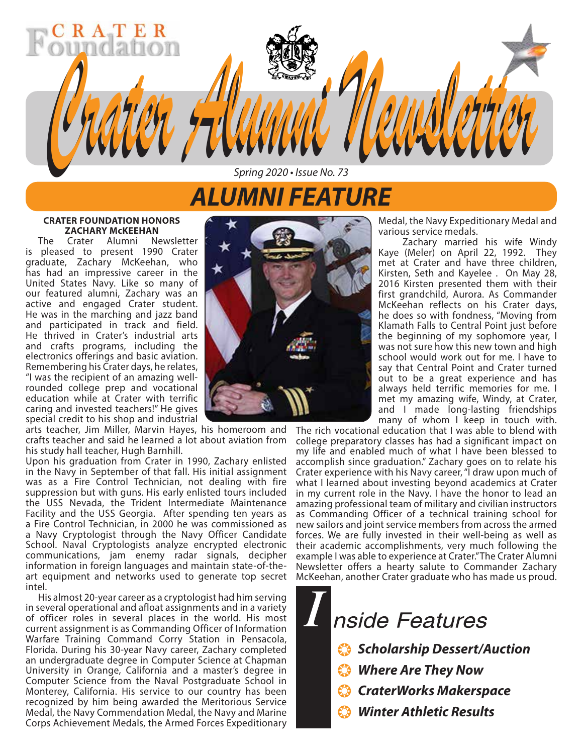CRATER Foundation

# Crater Alumni Newsletter

*Spring 2020 • Issue No. 73*

## ALUMNI FEATURE

### CRATER FOUNDATION HONORS ZACHARY McKEEHAN

The Crater Alumni Newsletter is pleased to present 1990 Crater graduate, Zachary McKeehan, who has had an impressive career in the United States Navy. Like so many of our featured alumni, Zachary was an active and engaged Crater student. He was in the marching and jazz band and participated in track and field. He thrived in Crater's industrial arts and crafts programs, including the electronics offerings and basic aviation. Remembering his Crater days, he relates, "I was the recipient of an amazing well-rounded college prep and vocational education while at Crater with terrific caring and invested teachers!" He gives special credit to his shop and industrial arts teacher, Jim Miller, Marvin Hayes, his homeroom and crafts teacher and said he learned a lot about aviation from his study hall teacher, Hugh Barnhill.

Upon his graduation from Crater in 1990, Zachary enlisted in the Navy in September of that fall. His initial assignment was as a Fire Control Technician, not dealing with fire suppression but with guns. His early enlisted tours included the USS Nevada, the Trident Intermediate Maintenance Facility and the USS Georgia. After spending ten years as a Fire Control Technician, in 2000 he was commissioned as a Navy Cryptologist through the Navy Officer Candidate School. Naval Cryptologists analyze encrypted electronic communications, jam enemy radar signals, decipher information in foreign languages and maintain state-of-the-art equipment and networks used to generate top secret intel.

His almost 20-year career as a cryptologist had him serving in several operational and afloat assignments and in a variety of officer roles in several places in the world. His most current assignment is as Commanding Officer of Information Warfare Training Command Corry Station in Pensacola, Florida. During his 30-year Navy career, Zachary completed an undergraduate degree in Computer Science at Chapman University in Orange, California and a master's degree in Computer Science from the Naval Postgraduate School in Monterey, California. His service to our country has been recognized by him being awarded the Meritorious Service Medal, the Navy Commendation Medal, the Navy and Marine Corps Achievement Medals, the Armed Forces Expeditionary Medal, the Navy Expeditionary Medal and various service medals.

Zachary married his wife Windy Kaye (Meler) on April 22, 1992. They met at Crater and have three children, Kirsten, Seth and Kayelee . On May 28, 2016 Kirsten presented them with their first grandchild, Aurora. As Commander McKeehan reflects on his Crater days, he does so with fondness, "Moving from Klamath Falls to Central Point just before the beginning of my sophomore year, I was not sure how this new town and high school would work out for me. I have to say that Central Point and Crater turned out to be a great experience and has always held terrific memories for me. I met my amazing wife, Windy, at Crater, and I made long-lasting friendships many of whom I keep in touch with. The rich vocational education that I was able to blend with college preparatory classes has had a significant impact on my life and enabled much of what I have been blessed to accomplish since graduation." Zachary goes on to relate his Crater experience with his Navy career, "I draw upon much of what I learned about investing beyond academics at Crater in my current role in the Navy. I have the honor to lead an amazing professional team of military and civilian instructors as Commanding Officer of a technical training school for new sailors and joint service members from across the armed forces. We are fully invested in their well-being as well as their academic accomplishments, very much following the example I was able to experience at Crater." The Crater Alumni Newsletter offers a hearty salute to Commander Zachary McKeehan, another Crater graduate who has made us proud.

## Inside Features

- ***Scholarship Dessert/Auction***
- ***Where Are They Now***
- ***CraterWorks Makerspace***
- ***Winter Athletic Results***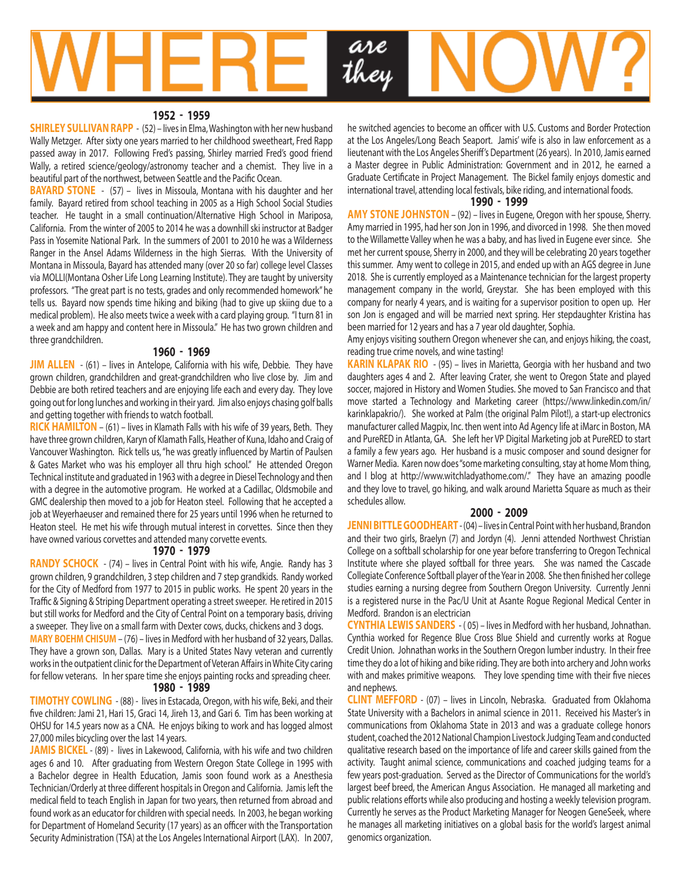# WHERE *are they* NOW?

## 1952 - 1959

**SHIRLEY SULLIVAN RAPP** - (52) – lives in Elma, Washington with her new husband Wally Metzger. After sixty one years married to her childhood sweetheart, Fred Rapp passed away in 2017. Following Fred's passing, Shirley married Fred's good friend Wally, a retired science/geology/astronomy teacher and a chemist. They live in a beautiful part of the northwest, between Seattle and the Pacific Ocean.

**BAYARD STONE** - (57) – lives in Missoula, Montana with his daughter and her family. Bayard retired from school teaching in 2005 as a High School Social Studies teacher. He taught in a small continuation/Alternative High School in Mariposa, California. From the winter of 2005 to 2014 he was a downhill ski instructor at Badger Pass in Yosemite National Park. In the summers of 2001 to 2010 he was a Wilderness Ranger in the Ansel Adams Wilderness in the high Sierras. With the University of Montana in Missoula, Bayard has attended many (over 20 so far) college level Classes via MOLLI(Montana Osher Life Long Learning Institute). They are taught by university professors. "The great part is no tests, grades and only recommended homework" he tells us. Bayard now spends time hiking and biking (had to give up skiing due to a medical problem). He also meets twice a week with a card playing group. "I turn 81 in a week and am happy and content here in Missoula." He has two grown children and three grandchildren.

## 1960 - 1969

**JIM ALLEN** - (61) – lives in Antelope, California with his wife, Debbie. They have grown children, grandchildren and great-grandchildren who live close by. Jim and Debbie are both retired teachers and are enjoying life each and every day. They love going out for long lunches and working in their yard. Jim also enjoys chasing golf balls and getting together with friends to watch football.

**RICK HAMILTON** – (61) – lives in Klamath Falls with his wife of 39 years, Beth. They have three grown children, Karyn of Klamath Falls, Heather of Kuna, Idaho and Craig of Vancouver Washington. Rick tells us, "he was greatly influenced by Martin of Paulsen & Gates Market who was his employer all thru high school." He attended Oregon Technical institute and graduated in 1963 with a degree in Diesel Technology and then with a degree in the automotive program. He worked at a Cadillac, Oldsmobile and GMC dealership then moved to a job for Heaton steel. Following that he accepted a job at Weyerhaeuser and remained there for 25 years until 1996 when he returned to Heaton steel. He met his wife through mutual interest in corvettes. Since then they have owned various corvettes and attended many corvette events.

## 1970 - 1979

**RANDY SCHOCK** - (74) – lives in Central Point with his wife, Angie. Randy has 3 grown children, 9 grandchildren, 3 step children and 7 step grandkids. Randy worked for the City of Medford from 1977 to 2015 in public works. He spent 20 years in the Traffic & Signing & Striping Department operating a street sweeper. He retired in 2015 but still works for Medford and the City of Central Point on a temporary basis, driving a sweeper. They live on a small farm with Dexter cows, ducks, chickens and 3 dogs.

**MARY BOEHM CHISUM** – (76) – lives in Medford with her husband of 32 years, Dallas. They have a grown son, Dallas. Mary is a United States Navy veteran and currently works in the outpatient clinic for the Department of Veteran Affairs in White City caring for fellow veterans. In her spare time she enjoys painting rocks and spreading cheer.

## 1980 - 1989

**TIMOTHY COWLING** - (88) - lives in Estacada, Oregon, with his wife, Beki, and their five children: Jami 21, Hari 15, Graci 14, Jireh 13, and Gari 6. Tim has been working at OHSU for 14.5 years now as a CNA. He enjoys biking to work and has logged almost 27,000 miles bicycling over the last 14 years.

**JAMIS BICKEL** - (89) - lives in Lakewood, California, with his wife and two children ages 6 and 10. After graduating from Western Oregon State College in 1995 with a Bachelor degree in Health Education, Jamis soon found work as a Anesthesia Technician/Orderly at three different hospitals in Oregon and California. Jamis left the medical field to teach English in Japan for two years, then returned from abroad and found work as an educator for children with special needs. In 2003, he began working for Department of Homeland Security (17 years) as an officer with the Transportation Security Administration (TSA) at the Los Angeles International Airport (LAX). In 2007, he switched agencies to become an officer with U.S. Customs and Border Protection at the Los Angeles/Long Beach Seaport. Jamis' wife is also in law enforcement as a lieutenant with the Los Angeles Sheriff's Department (26 years). In 2010, Jamis earned a Master degree in Public Administration: Government and in 2012, he earned a Graduate Certificate in Project Management. The Bickel family enjoys domestic and international travel, attending local festivals, bike riding, and international foods.

## 1990 - 1999

**AMY STONE JOHNSTON** – (92) – lives in Eugene, Oregon with her spouse, Sherry. Amy married in 1995, had her son Jon in 1996, and divorced in 1998. She then moved to the Willamette Valley when he was a baby, and has lived in Eugene ever since. She met her current spouse, Sherry in 2000, and they will be celebrating 20 years together this summer. Amy went to college in 2015, and ended up with an AGS degree in June 2018. She is currently employed as a Maintenance technician for the largest property management company in the world, Greystar. She has been employed with this company for nearly 4 years, and is waiting for a supervisor position to open up. Her son Jon is engaged and will be married next spring. Her stepdaughter Kristina has been married for 12 years and has a 7 year old daughter, Sophia.

Amy enjoys visiting southern Oregon whenever she can, and enjoys hiking, the coast, reading true crime novels, and wine tasting!

**KARIN KLAPAK RIO** - (95) – lives in Marietta, Georgia with her husband and two daughters ages 4 and 2. After leaving Crater, she went to Oregon State and played soccer, majored in History and Women Studies. She moved to San Francisco and that move started a Technology and Marketing career (https://www.linkedin.com/in/karinklapakrio/). She worked at Palm (the original Palm Pilot!), a start-up electronics manufacturer called Magpix, Inc. then went into Ad Agency life at iMarc in Boston, MA and PureRED in Atlanta, GA. She left her VP Digital Marketing job at PureRED to start a family a few years ago. Her husband is a music composer and sound designer for Warner Media. Karen now does "some marketing consulting, stay at home Mom thing, and I blog at http://www.witchladyathome.com/." They have an amazing poodle and they love to travel, go hiking, and walk around Marietta Square as much as their schedules allow.

## 2000 - 2009

**JENNI BITTLE GOODHEART** - (04) – lives in Central Point with her husband, Brandon and their two girls, Braelyn (7) and Jordyn (4). Jenni attended Northwest Christian College on a softball scholarship for one year before transferring to Oregon Technical Institute where she played softball for three years. She was named the Cascade Collegiate Conference Softball player of the Year in 2008. She then finished her college studies earning a nursing degree from Southern Oregon University. Currently Jenni is a registered nurse in the Pac/U Unit at Asante Rogue Regional Medical Center in Medford. Brandon is an electrician

**CYNTHIA LEWIS SANDERS** - ( 05) – lives in Medford with her husband, Johnathan. Cynthia worked for Regence Blue Cross Blue Shield and currently works at Rogue Credit Union. Johnathan works in the Southern Oregon lumber industry. In their free time they do a lot of hiking and bike riding. They are both into archery and John works with and makes primitive weapons. They love spending time with their five nieces and nephews.

**CLINT MEFFORD** - (07) – lives in Lincoln, Nebraska. Graduated from Oklahoma State University with a Bachelors in animal science in 2011. Received his Master's in communications from Oklahoma State in 2013 and was a graduate college honors student, coached the 2012 National Champion Livestock Judging Team and conducted qualitative research based on the importance of life and career skills gained from the activity. Taught animal science, communications and coached judging teams for a few years post-graduation. Served as the Director of Communications for the world's largest beef breed, the American Angus Association. He managed all marketing and public relations efforts while also producing and hosting a weekly television program. Currently he serves as the Product Marketing Manager for Neogen GeneSeek, where he manages all marketing initiatives on a global basis for the world's largest animal genomics organization.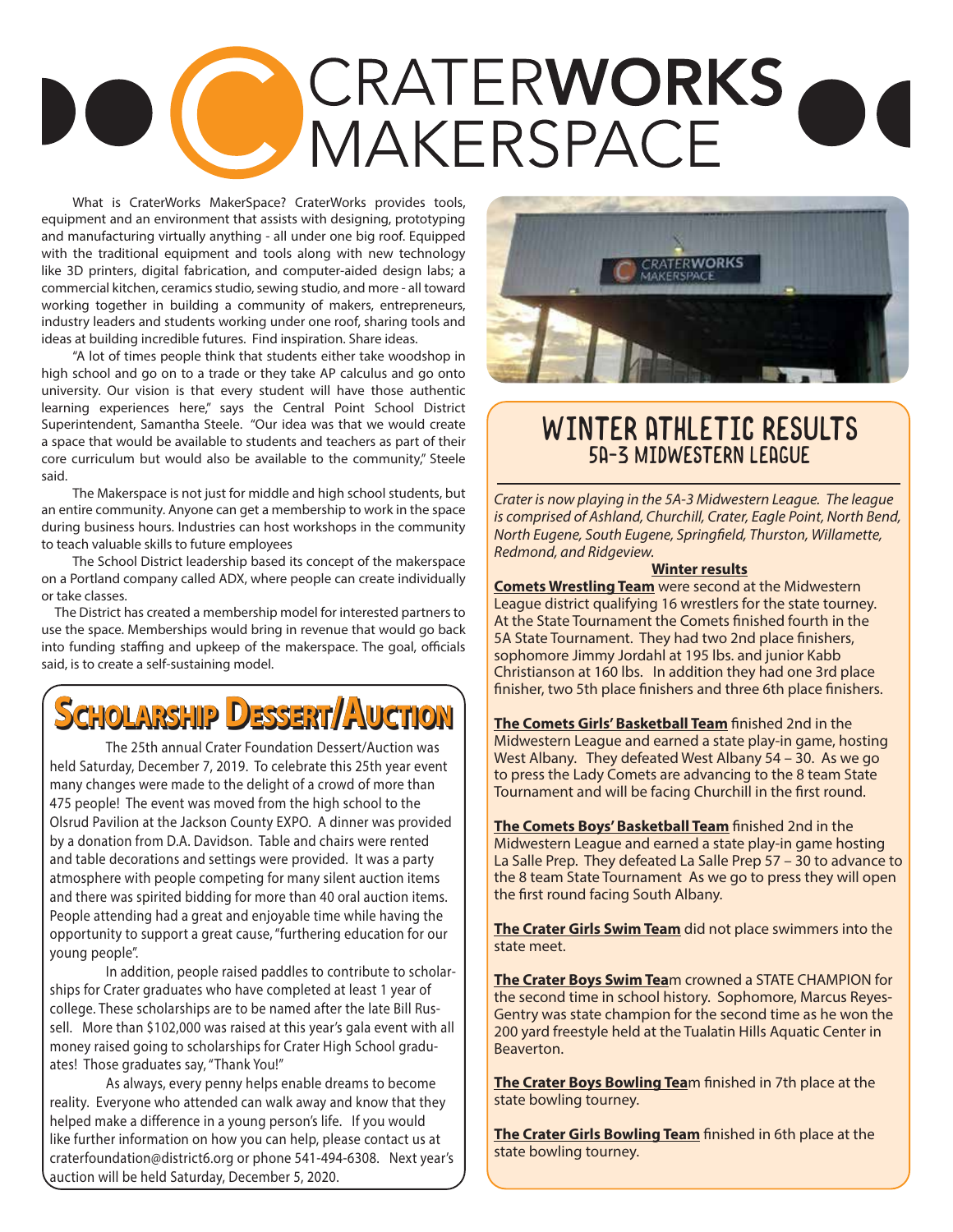# CRATER**WORKS** MAKERSPACE

What is CraterWorks MakerSpace? CraterWorks provides tools, equipment and an environment that assists with designing, prototyping and manufacturing virtually anything - all under one big roof. Equipped with the traditional equipment and tools along with new technology like 3D printers, digital fabrication, and computer-aided design labs; a commercial kitchen, ceramics studio, sewing studio, and more - all toward working together in building a community of makers, entrepreneurs, industry leaders and students working under one roof, sharing tools and ideas at building incredible futures. Find inspiration. Share ideas.

"A lot of times people think that students either take woodshop in high school and go on to a trade or they take AP calculus and go onto university. Our vision is that every student will have those authentic learning experiences here," says the Central Point School District Superintendent, Samantha Steele. "Our idea was that we would create a space that would be available to students and teachers as part of their core curriculum but would also be available to the community," Steele said.

The Makerspace is not just for middle and high school students, but an entire community. Anyone can get a membership to work in the space during business hours. Industries can host workshops in the community to teach valuable skills to future employees

The School District leadership based its concept of the makerspace on a Portland company called ADX, where people can create individually or take classes.

The District has created a membership model for interested partners to use the space. Memberships would bring in revenue that would go back into funding staffing and upkeep of the makerspace. The goal, officials said, is to create a self-sustaining model.

## Scholarship Dessert/Auction

The 25th annual Crater Foundation Dessert/Auction was held Saturday, December 7, 2019. To celebrate this 25th year event many changes were made to the delight of a crowd of more than 475 people! The event was moved from the high school to the Olsrud Pavilion at the Jackson County EXPO. A dinner was provided by a donation from D.A. Davidson. Table and chairs were rented and table decorations and settings were provided. It was a party atmosphere with people competing for many silent auction items and there was spirited bidding for more than 40 oral auction items. People attending had a great and enjoyable time while having the opportunity to support a great cause, "furthering education for our young people".

In addition, people raised paddles to contribute to scholarships for Crater graduates who have completed at least 1 year of college. These scholarships are to be named after the late Bill Russell. More than $102,000 was raised at this year's gala event with all money raised going to scholarships for Crater High School graduates! Those graduates say, "Thank You!"

As always, every penny helps enable dreams to become reality. Everyone who attended can walk away and know that they helped make a difference in a young person's life. If you would like further information on how you can help, please contact us at craterfoundation@district6.org or phone 541-494-6308. Next year's auction will be held Saturday, December 5, 2020.

## WINTER ATHLETIC RESULTS
### 5A-3 MIDWESTERN LEAGUE

*Crater is now playing in the 5A-3 Midwestern League. The league is comprised of Ashland, Churchill, Crater, Eagle Point, North Bend, North Eugene, South Eugene, Springfield, Thurston, Willamette, Redmond, and Ridgeview.*

**Winter results**

**Comets Wrestling Team** were second at the Midwestern League district qualifying 16 wrestlers for the state tourney. At the State Tournament the Comets finished fourth in the 5A State Tournament. They had two 2nd place finishers, sophomore Jimmy Jordahl at 195 lbs. and junior Kabb Christianson at 160 lbs. In addition they had one 3rd place finisher, two 5th place finishers and three 6th place finishers.

**The Comets Girls' Basketball Team** finished 2nd in the Midwestern League and earned a state play-in game, hosting West Albany. They defeated West Albany 54 – 30. As we go to press the Lady Comets are advancing to the 8 team State Tournament and will be facing Churchill in the first round.

**The Comets Boys' Basketball Team** finished 2nd in the Midwestern League and earned a state play-in game hosting La Salle Prep. They defeated La Salle Prep 57 – 30 to advance to the 8 team State Tournament As we go to press they will open the first round facing South Albany.

**The Crater Girls Swim Team** did not place swimmers into the state meet.

**The Crater Boys Swim Team** crowned a STATE CHAMPION for the second time in school history. Sophomore, Marcus Reyes-Gentry was state champion for the second time as he won the 200 yard freestyle held at the Tualatin Hills Aquatic Center in Beaverton.

**The Crater Boys Bowling Team** finished in 7th place at the state bowling tourney.

**The Crater Girls Bowling Team** finished in 6th place at the state bowling tourney.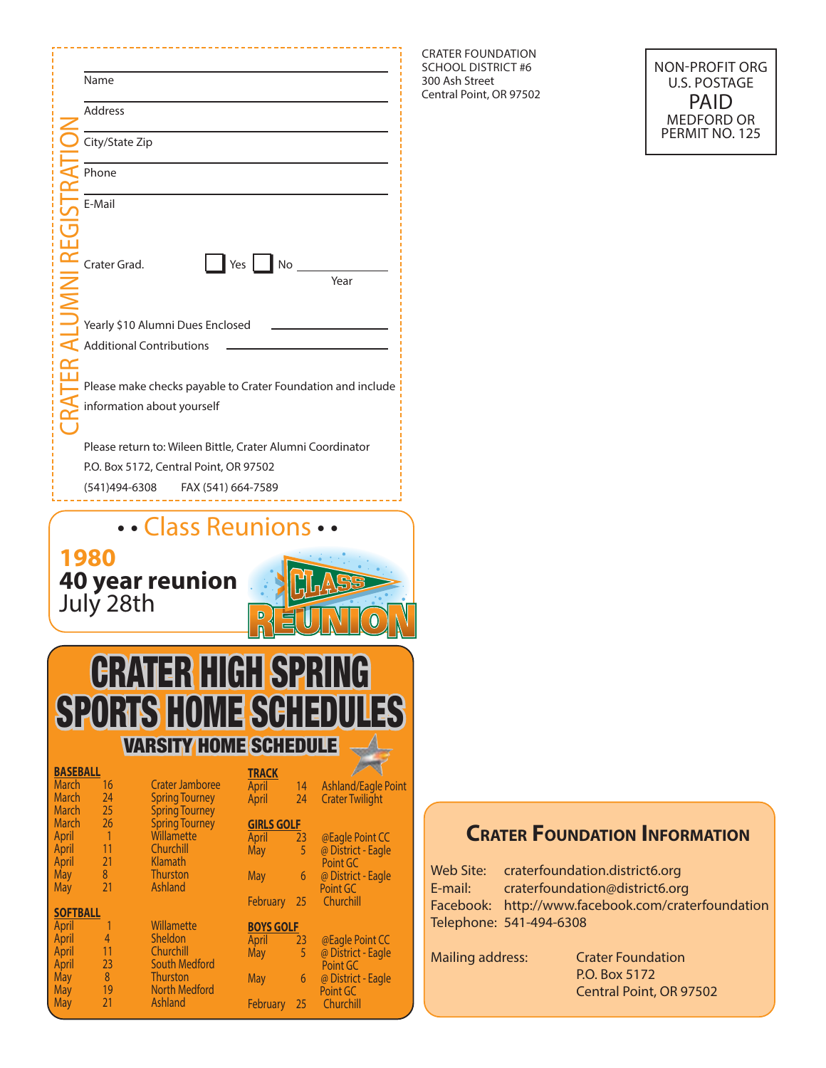## CRATER ALUMNI REGISTRATION

Name ______________________________

Address ______________________________

City/State Zip ______________________________

Phone ______________________________

E-Mail ______________________________

Crater Grad. ☐ Yes ☐ No ____________ Year

Yearly $10 Alumni Dues Enclosed ____________

Additional Contributions ____________

Please make checks payable to Crater Foundation and include information about yourself

Please return to: Wileen Bittle, Crater Alumni Coordinator
P.O. Box 5172, Central Point, OR 97502
(541)494-6308 FAX (541) 664-7589

CRATER FOUNDATION
SCHOOL DISTRICT #6
300 Ash Street
Central Point, OR 97502

NON-PROFIT ORG
U.S. POSTAGE
PAID
MEDFORD OR
PERMIT NO. 125

## • • Class Reunions • •

**1980**
**40 year reunion**
July 28th

CLASS REUNION

# CRATER HIGH SPRING SPORTS HOME SCHEDULES

### VARSITY HOME SCHEDULE

**BASEBALL**

| | | |
|---|---|---|
| March | 16 | Crater Jamboree |
| March | 24 | Spring Tourney |
| March | 25 | Spring Tourney |
| March | 26 | Spring Tourney |
| April | 1 | Willamette |
| April | 11 | Churchill |
| April | 21 | Klamath |
| May | 8 | Thurston |
| May | 21 | Ashland |

**SOFTBALL**

| | | |
|---|---|---|
| April | 1 | Willamette |
| April | 4 | Sheldon |
| April | 11 | Churchill |
| April | 23 | South Medford |
| May | 8 | Thurston |
| May | 19 | North Medford |
| May | 21 | Ashland |

**TRACK**

| | | |
|---|---|---|
| April | 14 | Ashland/Eagle Point |
| April | 24 | Crater Twilight |

**GIRLS GOLF**

| | | |
|---|---|---|
| April | 23 | @Eagle Point CC |
| May | 5 | @ District - Eagle Point GC |
| May | 6 | @ District - Eagle Point GC |
| February | 25 | Churchill |

**BOYS GOLF**

| | | |
|---|---|---|
| April | 23 | @Eagle Point CC |
| May | 5 | @ District - Eagle Point GC |
| May | 6 | @ District - Eagle Point GC |
| February | 25 | Churchill |

## Crater Foundation Information

Web Site: craterfoundation.district6.org
E-mail: craterfoundation@district6.org
Facebook: http://www.facebook.com/craterfoundation
Telephone: 541-494-6308

Mailing address:
Crater Foundation
P.O. Box 5172
Central Point, OR 97502